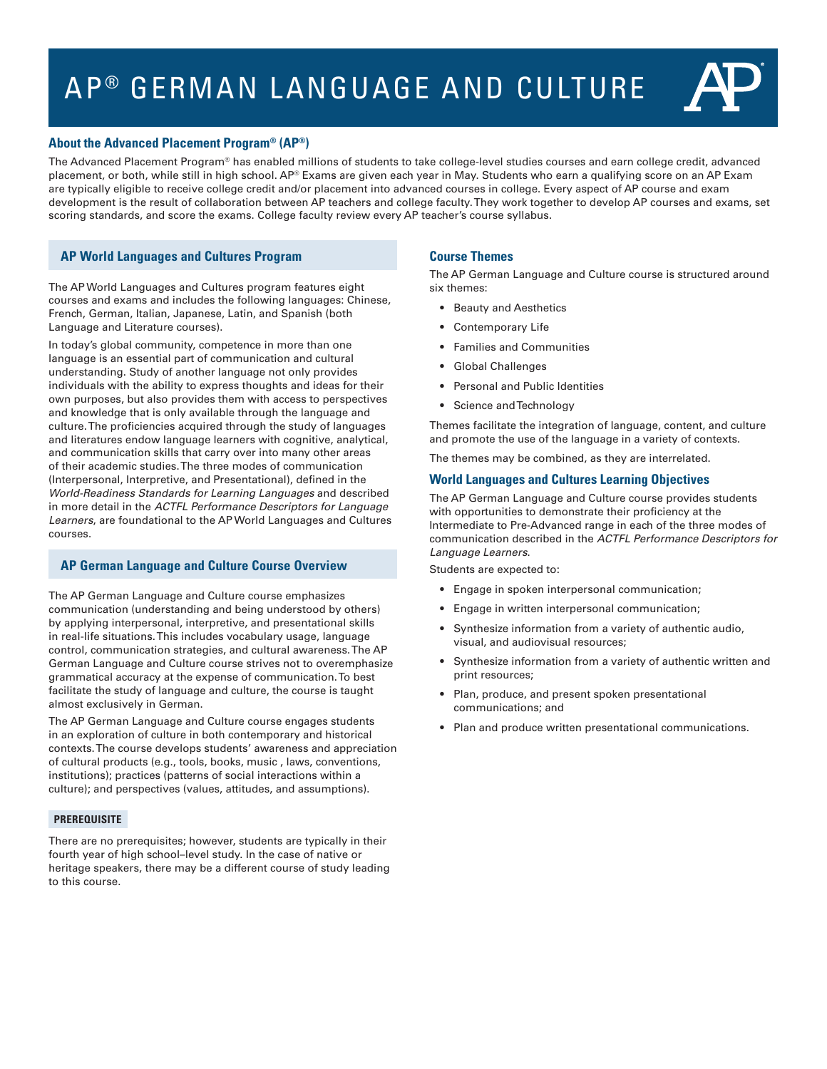# AP® GERMAN LANGUAGE AND CULTURE

### About the Advanced Placement Program® (AP®)

The Advanced Placement Program® has enabled millions of students to take college-level studies courses and earn college credit, advanced placement, or both, while still in high school. AP® Exams are given each year in May. Students who earn a qualifying score on an AP Exam are typically eligible to receive college credit and/or placement into advanced courses in college. Every aspect of AP course and exam development is the result of collaboration between AP teachers and college faculty. They work together to develop AP courses and exams, set scoring standards, and score the exams. College faculty review every AP teacher's course syllabus.

## AP World Languages and Cultures Program

The AP World Languages and Cultures program features eight courses and exams and includes the following languages: Chinese, French, German, Italian, Japanese, Latin, and Spanish (both Language and Literature courses).

In today's global community, competence in more than one language is an essential part of communication and cultural understanding. Study of another language not only provides individuals with the ability to express thoughts and ideas for their own purposes, but also provides them with access to perspectives and knowledge that is only available through the language and culture. The proficiencies acquired through the study of languages and literatures endow language learners with cognitive, analytical, and communication skills that carry over into many other areas of their academic studies. The three modes of communication (Interpersonal, Interpretive, and Presentational), defined in the *World-Readiness Standards for Learning Languages* and described in more detail in the *ACTFL Performance Descriptors for Language Learners*, are foundational to the AP World Languages and Cultures courses.

## AP German Language and Culture Course Overview

The AP German Language and Culture course emphasizes communication (understanding and being understood by others) by applying interpersonal, interpretive, and presentational skills in real-life situations. This includes vocabulary usage, language control, communication strategies, and cultural awareness. The AP German Language and Culture course strives not to overemphasize grammatical accuracy at the expense of communication. To best facilitate the study of language and culture, the course is taught almost exclusively in German.

The AP German Language and Culture course engages students in an exploration of culture in both contemporary and historical contexts. The course develops students' awareness and appreciation of cultural products (e.g., tools, books, music , laws, conventions, institutions); practices (patterns of social interactions within a culture); and perspectives (values, attitudes, and assumptions).

#### PREREQUISITE

There are no prerequisites; however, students are typically in their fourth year of high school–level study. In the case of native or heritage speakers, there may be a different course of study leading to this course.

### Course Themes

The AP German Language and Culture course is structured around six themes:

- Beauty and Aesthetics
- Contemporary Life
- Families and Communities
- Global Challenges
- Personal and Public Identities
- Science and Technology

Themes facilitate the integration of language, content, and culture and promote the use of the language in a variety of contexts.

The themes may be combined, as they are interrelated.

### World Languages and Cultures Learning Objectives

The AP German Language and Culture course provides students with opportunities to demonstrate their proficiency at the Intermediate to Pre-Advanced range in each of the three modes of communication described in the *ACTFL Performance Descriptors for Language Learners*.

Students are expected to:

- Engage in spoken interpersonal communication;
- Engage in written interpersonal communication;
- Synthesize information from a variety of authentic audio, visual, and audiovisual resources;
- Synthesize information from a variety of authentic written and print resources;
- Plan, produce, and present spoken presentational communications; and
- Plan and produce written presentational communications.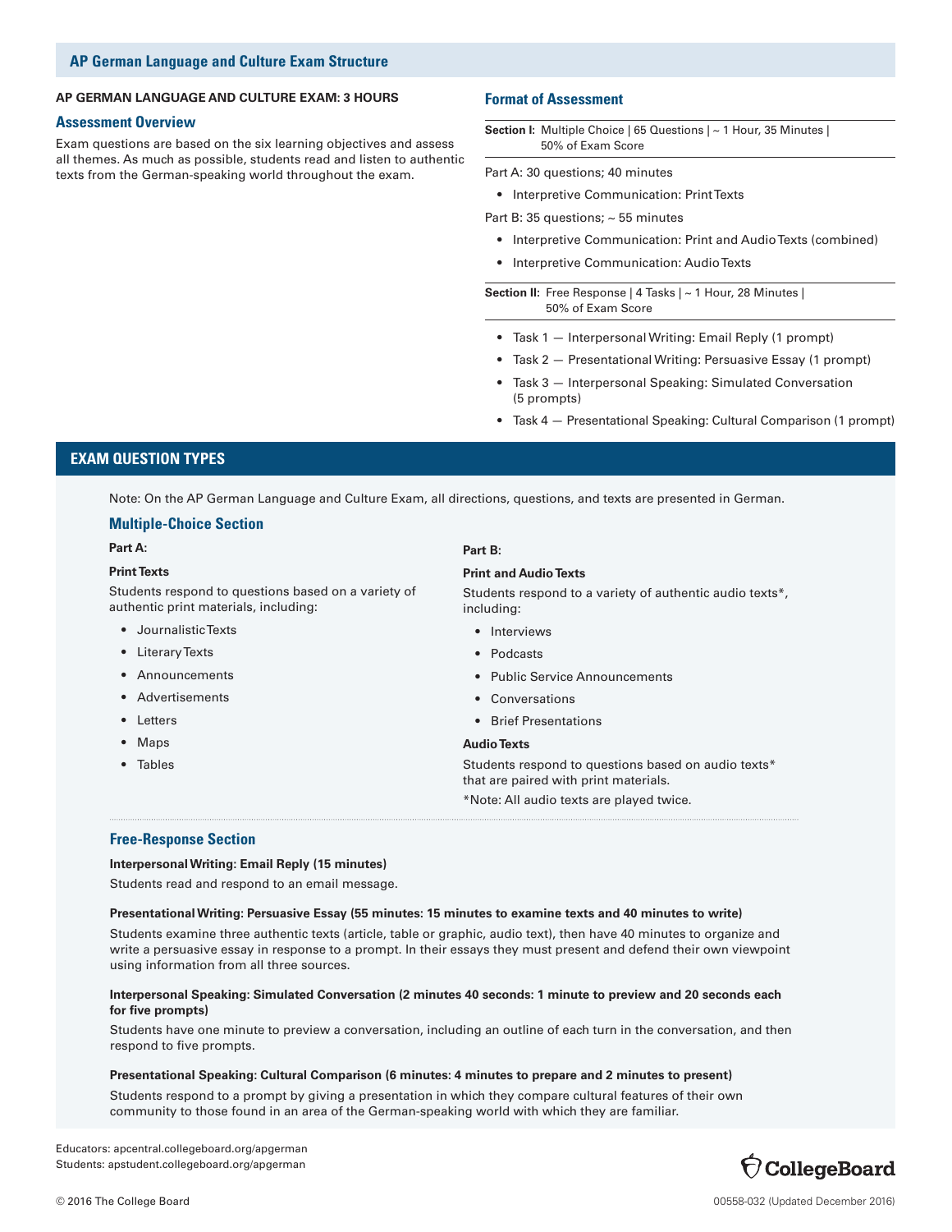## AP German Language and Culture Exam Structure

**AP GERMAN LANGUAGE AND CULTURE EXAM: 3 HOURS**

### Assessment Overview

Exam questions are based on the six learning objectives and assess all themes. As much as possible, students read and listen to authentic texts from the German-speaking world throughout the exam.

### Format of Assessment

**Section I:** Multiple Choice | 65 Questions | ~ 1 Hour, 35 Minutes | 50% of Exam Score

Part A: 30 questions; 40 minutes

- Interpretive Communication: Print Texts

Part B: 35 questions; ~ 55 minutes

- Interpretive Communication: Print and Audio Texts (combined)
- Interpretive Communication: Audio Texts

**Section II:** Free Response | 4 Tasks | ~ 1 Hour, 28 Minutes | 50% of Exam Score

- Task 1 — Interpersonal Writing: Email Reply (1 prompt)
- Task 2 — Presentational Writing: Persuasive Essay (1 prompt)
- Task 3 — Interpersonal Speaking: Simulated Conversation (5 prompts)
- Task 4 — Presentational Speaking: Cultural Comparison (1 prompt)

## EXAM QUESTION TYPES

Note: On the AP German Language and Culture Exam, all directions, questions, and texts are presented in German.

### Multiple-Choice Section

**Part A:**

**Print Texts**

Students respond to questions based on a variety of authentic print materials, including:

- Journalistic Texts
- Literary Texts
- Announcements
- Advertisements
- Letters
- Maps
- Tables

**Part B:**

**Print and Audio Texts**

Students respond to a variety of authentic audio texts*, including:

- Interviews
- Podcasts
- Public Service Announcements
- Conversations
- Brief Presentations

**Audio Texts**

Students respond to questions based on audio texts* that are paired with print materials.

*Note: All audio texts are played twice.

### Free-Response Section

**Interpersonal Writing: Email Reply (15 minutes)**

Students read and respond to an email message.

**Presentational Writing: Persuasive Essay (55 minutes: 15 minutes to examine texts and 40 minutes to write)**

Students examine three authentic texts (article, table or graphic, audio text), then have 40 minutes to organize and write a persuasive essay in response to a prompt. In their essays they must present and defend their own viewpoint using information from all three sources.

**Interpersonal Speaking: Simulated Conversation (2 minutes 40 seconds: 1 minute to preview and 20 seconds each for five prompts)**

Students have one minute to preview a conversation, including an outline of each turn in the conversation, and then respond to five prompts.

**Presentational Speaking: Cultural Comparison (6 minutes: 4 minutes to prepare and 2 minutes to present)**

Students respond to a prompt by giving a presentation in which they compare cultural features of their own community to those found in an area of the German-speaking world with which they are familiar.

Educators: apcentral.collegeboard.org/apgerman
Students: apstudent.collegeboard.org/apgerman

CollegeBoard

© 2016 The College Board

00558-032 (Updated December 2016)